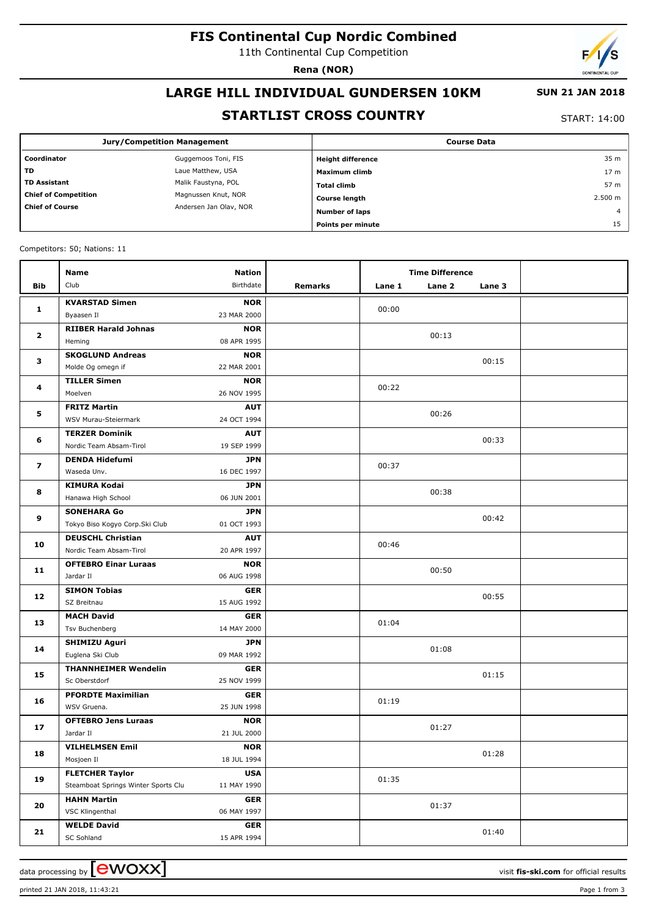# FIS Continental Cup Nordic Combined

11th Continental Cup Competition

**Rena (NOR)**

## LARGE HILL INDIVIDUAL GUNDERSEN 10KM

**SUN 21 JAN 2018**

## STARTLIST CROSS COUNTRY

START: 14:00

| Jury/Competition Management | | Course Data | |
|---|---|---|---|
| **Coordinator** | Guggemoos Toni, FIS | **Height difference** | 35 m |
| **TD** | Laue Matthew, USA | **Maximum climb** | 17 m |
| **TD Assistant** | Malik Faustyna, POL | **Total climb** | 57 m |
| **Chief of Competition** | Magnussen Knut, NOR | **Course length** | 2.500 m |
| **Chief of Course** | Andersen Jan Olav, NOR | **Number of laps** | 4 |
| | | **Points per minute** | 15 |

Competitors: 50; Nations: 11

| Bib | Name / Club | Nation / Birthdate | Remarks | Lane 1 | Lane 2 | Lane 3 | |
|---|---|---|---|---|---|---|---|
| 1 | **KVARSTAD Simen**<br>Byaasen Il | **NOR**<br>23 MAR 2000 | | 00:00 | | | |
| 2 | **RIIBER Harald Johnas**<br>Heming | **NOR**<br>08 APR 1995 | | | 00:13 | | |
| 3 | **SKOGLUND Andreas**<br>Molde Og omegn if | **NOR**<br>22 MAR 2001 | | | | 00:15 | |
| 4 | **TILLER Simen**<br>Moelven | **NOR**<br>26 NOV 1995 | | 00:22 | | | |
| 5 | **FRITZ Martin**<br>WSV Murau-Steiermark | **AUT**<br>24 OCT 1994 | | | 00:26 | | |
| 6 | **TERZER Dominik**<br>Nordic Team Absam-Tirol | **AUT**<br>19 SEP 1999 | | | | 00:33 | |
| 7 | **DENDA Hidefumi**<br>Waseda Unv. | **JPN**<br>16 DEC 1997 | | 00:37 | | | |
| 8 | **KIMURA Kodai**<br>Hanawa High School | **JPN**<br>06 JUN 2001 | | | 00:38 | | |
| 9 | **SONEHARA Go**<br>Tokyo Biso Kogyo Corp.Ski Club | **JPN**<br>01 OCT 1993 | | | | 00:42 | |
| 10 | **DEUSCHL Christian**<br>Nordic Team Absam-Tirol | **AUT**<br>20 APR 1997 | | 00:46 | | | |
| 11 | **OFTEBRO Einar Luraas**<br>Jardar Il | **NOR**<br>06 AUG 1998 | | | 00:50 | | |
| 12 | **SIMON Tobias**<br>SZ Breitnau | **GER**<br>15 AUG 1992 | | | | 00:55 | |
| 13 | **MACH David**<br>Tsv Buchenberg | **GER**<br>14 MAY 2000 | | 01:04 | | | |
| 14 | **SHIMIZU Aguri**<br>Euglena Ski Club | **JPN**<br>09 MAR 1992 | | | 01:08 | | |
| 15 | **THANNHEIMER Wendelin**<br>Sc Oberstdorf | **GER**<br>25 NOV 1999 | | | | 01:15 | |
| 16 | **PFORDTE Maximilian**<br>WSV Gruena. | **GER**<br>25 JUN 1998 | | 01:19 | | | |
| 17 | **OFTEBRO Jens Luraas**<br>Jardar Il | **NOR**<br>21 JUL 2000 | | | 01:27 | | |
| 18 | **VILHELMSEN Emil**<br>Mosjoen Il | **NOR**<br>18 JUL 1994 | | | | 01:28 | |
| 19 | **FLETCHER Taylor**<br>Steamboat Springs Winter Sports Clu | **USA**<br>11 MAY 1990 | | 01:35 | | | |
| 20 | **HAHN Martin**<br>VSC Klingenthal | **GER**<br>06 MAY 1997 | | | 01:37 | | |
| 21 | **WELDE David**<br>SC Sohland | **GER**<br>15 APR 1994 | | | | 01:40 | |

data processing by ewoxx — visit **fis-ski.com** for official results

printed 21 JAN 2018, 11:43:21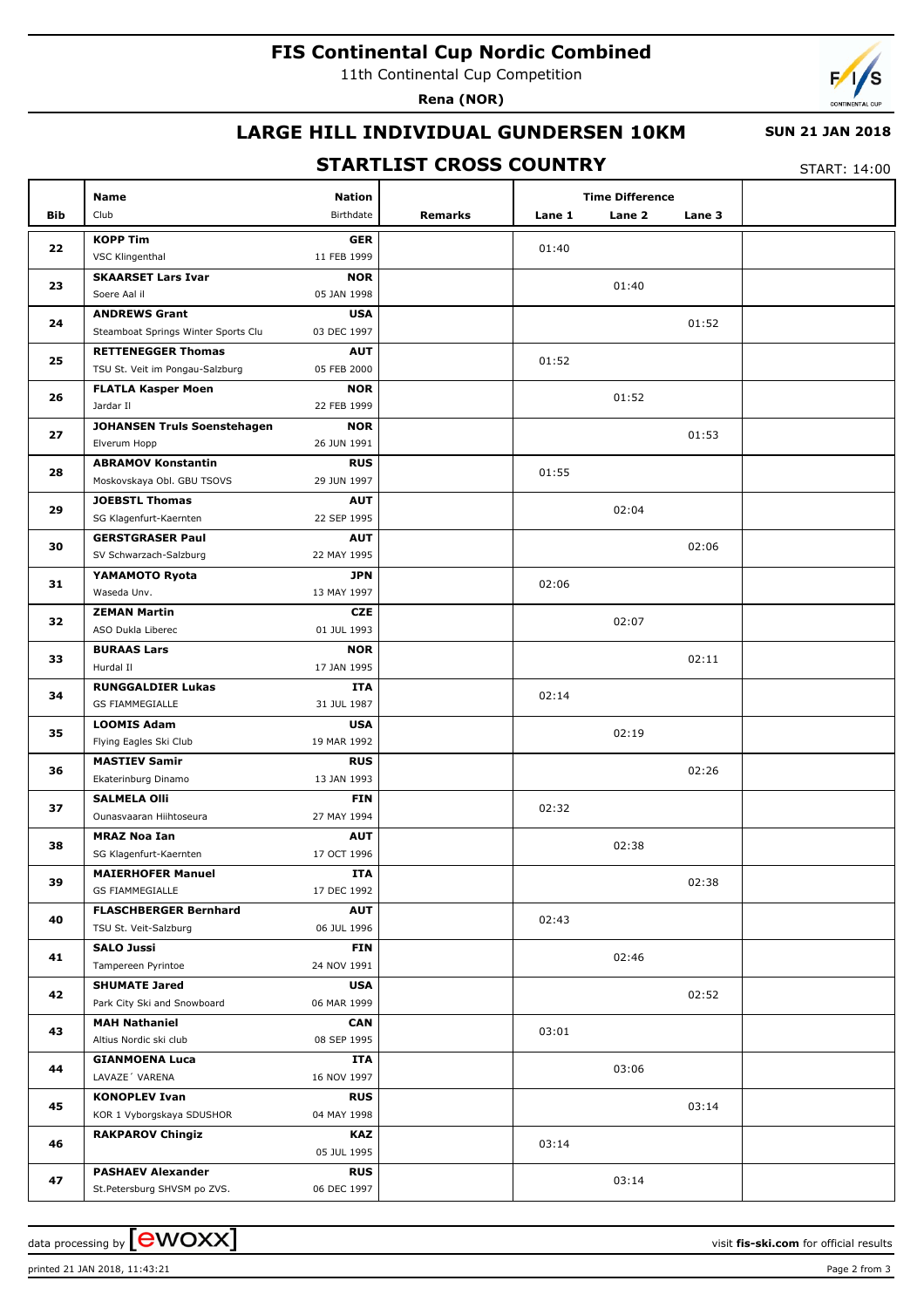# FIS Continental Cup Nordic Combined

11th Continental Cup Competition

**Rena (NOR)**

## LARGE HILL INDIVIDUAL GUNDERSEN 10KM

**SUN 21 JAN 2018**

## STARTLIST CROSS COUNTRY

START: 14:00

| Bib | Name / Club | Nation / Birthdate | Remarks | Lane 1 | Lane 2 | Lane 3 | |
|---|---|---|---|---|---|---|---|
| 22 | **KOPP Tim**<br>VSC Klingenthal | **GER**<br>11 FEB 1999 | | 01:40 | | | |
| 23 | **SKAARSET Lars Ivar**<br>Soere Aal il | **NOR**<br>05 JAN 1998 | | | 01:40 | | |
| 24 | **ANDREWS Grant**<br>Steamboat Springs Winter Sports Clu | **USA**<br>03 DEC 1997 | | | | 01:52 | |
| 25 | **RETTENEGGER Thomas**<br>TSU St. Veit im Pongau-Salzburg | **AUT**<br>05 FEB 2000 | | 01:52 | | | |
| 26 | **FLATLA Kasper Moen**<br>Jardar Il | **NOR**<br>22 FEB 1999 | | | 01:52 | | |
| 27 | **JOHANSEN Truls Soenstehagen**<br>Elverum Hopp | **NOR**<br>26 JUN 1991 | | | | 01:53 | |
| 28 | **ABRAMOV Konstantin**<br>Moskovskaya Obl. GBU TSOVS | **RUS**<br>29 JUN 1997 | | 01:55 | | | |
| 29 | **JOEBSTL Thomas**<br>SG Klagenfurt-Kaernten | **AUT**<br>22 SEP 1995 | | | 02:04 | | |
| 30 | **GERSTGRASER Paul**<br>SV Schwarzach-Salzburg | **AUT**<br>22 MAY 1995 | | | | 02:06 | |
| 31 | **YAMAMOTO Ryota**<br>Waseda Unv. | **JPN**<br>13 MAY 1997 | | 02:06 | | | |
| 32 | **ZEMAN Martin**<br>ASO Dukla Liberec | **CZE**<br>01 JUL 1993 | | | 02:07 | | |
| 33 | **BURAAS Lars**<br>Hurdal Il | **NOR**<br>17 JAN 1995 | | | | 02:11 | |
| 34 | **RUNGGALDIER Lukas**<br>GS FIAMMEGIALLE | **ITA**<br>31 JUL 1987 | | 02:14 | | | |
| 35 | **LOOMIS Adam**<br>Flying Eagles Ski Club | **USA**<br>19 MAR 1992 | | | 02:19 | | |
| 36 | **MASTIEV Samir**<br>Ekaterinburg Dinamo | **RUS**<br>13 JAN 1993 | | | | 02:26 | |
| 37 | **SALMELA Olli**<br>Ounasvaaran Hiihtoseura | **FIN**<br>27 MAY 1994 | | 02:32 | | | |
| 38 | **MRAZ Noa Ian**<br>SG Klagenfurt-Kaernten | **AUT**<br>17 OCT 1996 | | | 02:38 | | |
| 39 | **MAIERHOFER Manuel**<br>GS FIAMMEGIALLE | **ITA**<br>17 DEC 1992 | | | | 02:38 | |
| 40 | **FLASCHBERGER Bernhard**<br>TSU St. Veit-Salzburg | **AUT**<br>06 JUL 1996 | | 02:43 | | | |
| 41 | **SALO Jussi**<br>Tampereen Pyrintoe | **FIN**<br>24 NOV 1991 | | | 02:46 | | |
| 42 | **SHUMATE Jared**<br>Park City Ski and Snowboard | **USA**<br>06 MAR 1999 | | | | 02:52 | |
| 43 | **MAH Nathaniel**<br>Altius Nordic ski club | **CAN**<br>08 SEP 1995 | | 03:01 | | | |
| 44 | **GIANMOENA Luca**<br>LAVAZE´ VARENA | **ITA**<br>16 NOV 1997 | | | 03:06 | | |
| 45 | **KONOPLEV Ivan**<br>KOR 1 Vyborgskaya SDUSHOR | **RUS**<br>04 MAY 1998 | | | | 03:14 | |
| 46 | **RAKPAROV Chingiz** | **KAZ**<br>05 JUL 1995 | | 03:14 | | | |
| 47 | **PASHAEV Alexander**<br>St.Petersburg SHVSM po ZVS. | **RUS**<br>06 DEC 1997 | | | 03:14 | | |

data processing by ewoxx — visit **fis-ski.com** for official results

printed 21 JAN 2018, 11:43:21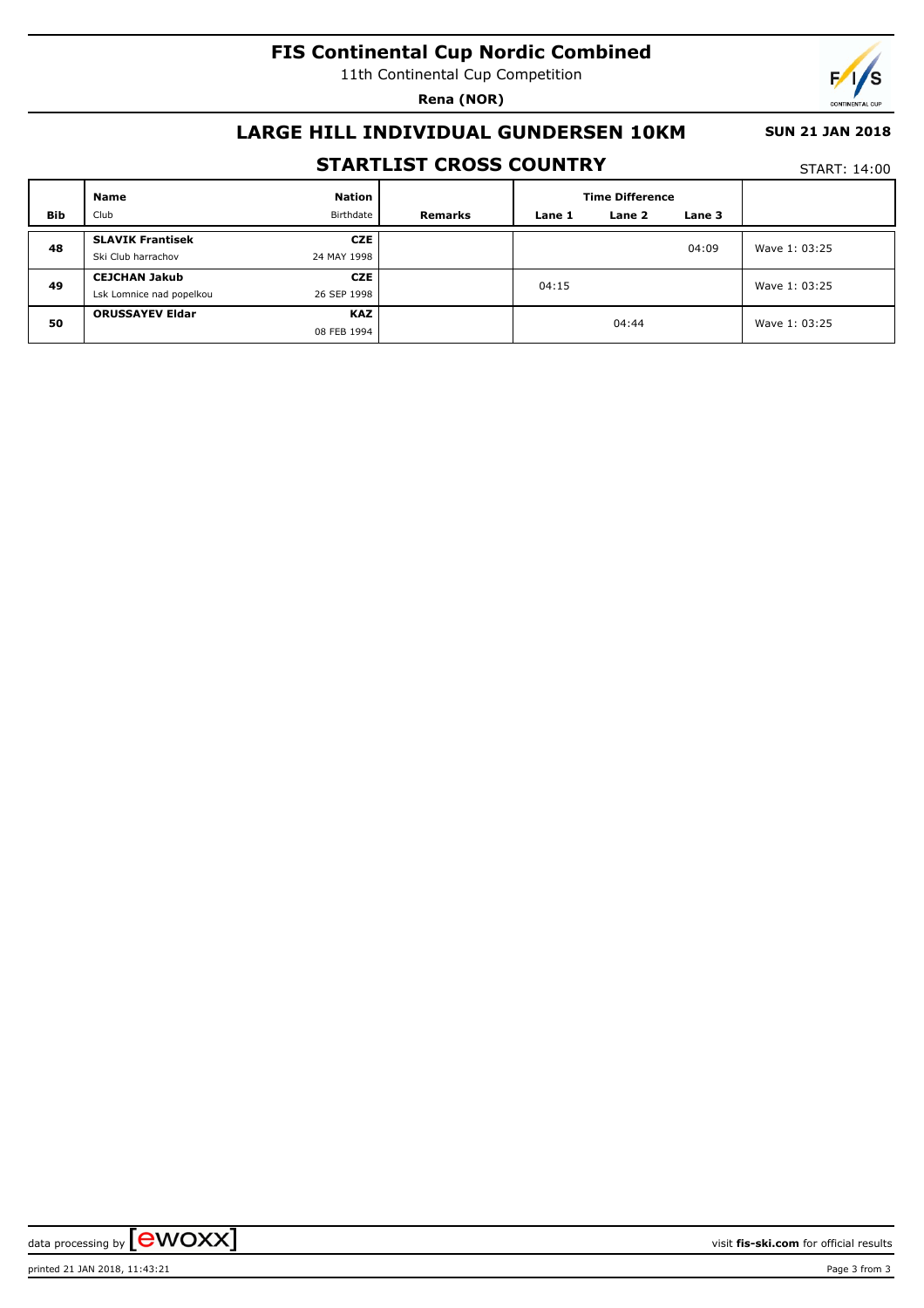# FIS Continental Cup Nordic Combined

11th Continental Cup Competition

**Rena (NOR)**

## LARGE HILL INDIVIDUAL GUNDERSEN 10KM

**SUN 21 JAN 2018**

## STARTLIST CROSS COUNTRY

START: 14:00

| Bib | Name / Club | Nation / Birthdate | Remarks | Time Difference Lane 1 | Lane 2 | Lane 3 | |
|---|---|---|---|---|---|---|---|
| 48 | **SLAVIK Frantisek**<br>Ski Club harrachov | **CZE**<br>24 MAY 1998 | | | | 04:09 | Wave 1: 03:25 |
| 49 | **CEJCHAN Jakub**<br>Lsk Lomnice nad popelkou | **CZE**<br>26 SEP 1998 | | 04:15 | | | Wave 1: 03:25 |
| 50 | **ORUSSAYEV Eldar** | **KAZ**<br>08 FEB 1994 | | | 04:44 | | Wave 1: 03:25 |

data processing by [ewoxx] visit **fis-ski.com** for official results

printed 21 JAN 2018, 11:43:21